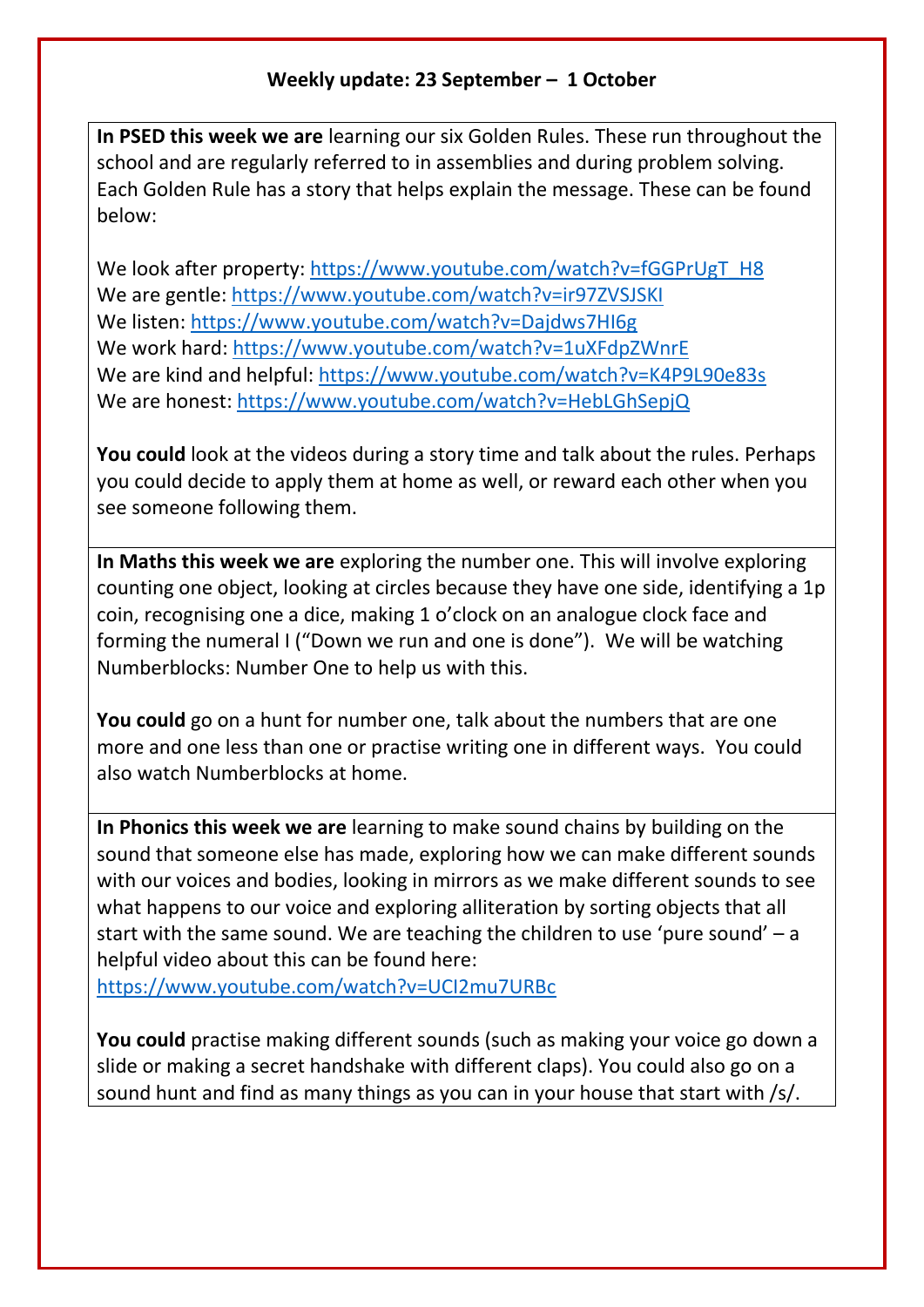## Weekly update: 23 September – 1 October

**In PSED this week we are** learning our six Golden Rules. These run throughout the school and are regularly referred to in assemblies and during problem solving. Each Golden Rule has a story that helps explain the message. These can be found below:

We look after property: https://www.youtube.com/watch?v=fGGPrUgT_H8
We are gentle: https://www.youtube.com/watch?v=ir97ZVSJSKI
We listen: https://www.youtube.com/watch?v=Dajdws7HI6g
We work hard: https://www.youtube.com/watch?v=1uXFdpZWnrE
We are kind and helpful: https://www.youtube.com/watch?v=K4P9L90e83s
We are honest: https://www.youtube.com/watch?v=HebLGhSepjQ

**You could** look at the videos during a story time and talk about the rules. Perhaps you could decide to apply them at home as well, or reward each other when you see someone following them.

---

**In Maths this week we are** exploring the number one. This will involve exploring counting one object, looking at circles because they have one side, identifying a 1p coin, recognising one a dice, making 1 o'clock on an analogue clock face and forming the numeral I ("Down we run and one is done"). We will be watching Numberblocks: Number One to help us with this.

**You could** go on a hunt for number one, talk about the numbers that are one more and one less than one or practise writing one in different ways. You could also watch Numberblocks at home.

---

**In Phonics this week we are** learning to make sound chains by building on the sound that someone else has made, exploring how we can make different sounds with our voices and bodies, looking in mirrors as we make different sounds to see what happens to our voice and exploring alliteration by sorting objects that all start with the same sound. We are teaching the children to use 'pure sound' – a helpful video about this can be found here:
https://www.youtube.com/watch?v=UCI2mu7URBc

**You could** practise making different sounds (such as making your voice go down a slide or making a secret handshake with different claps). You could also go on a sound hunt and find as many things as you can in your house that start with /s/.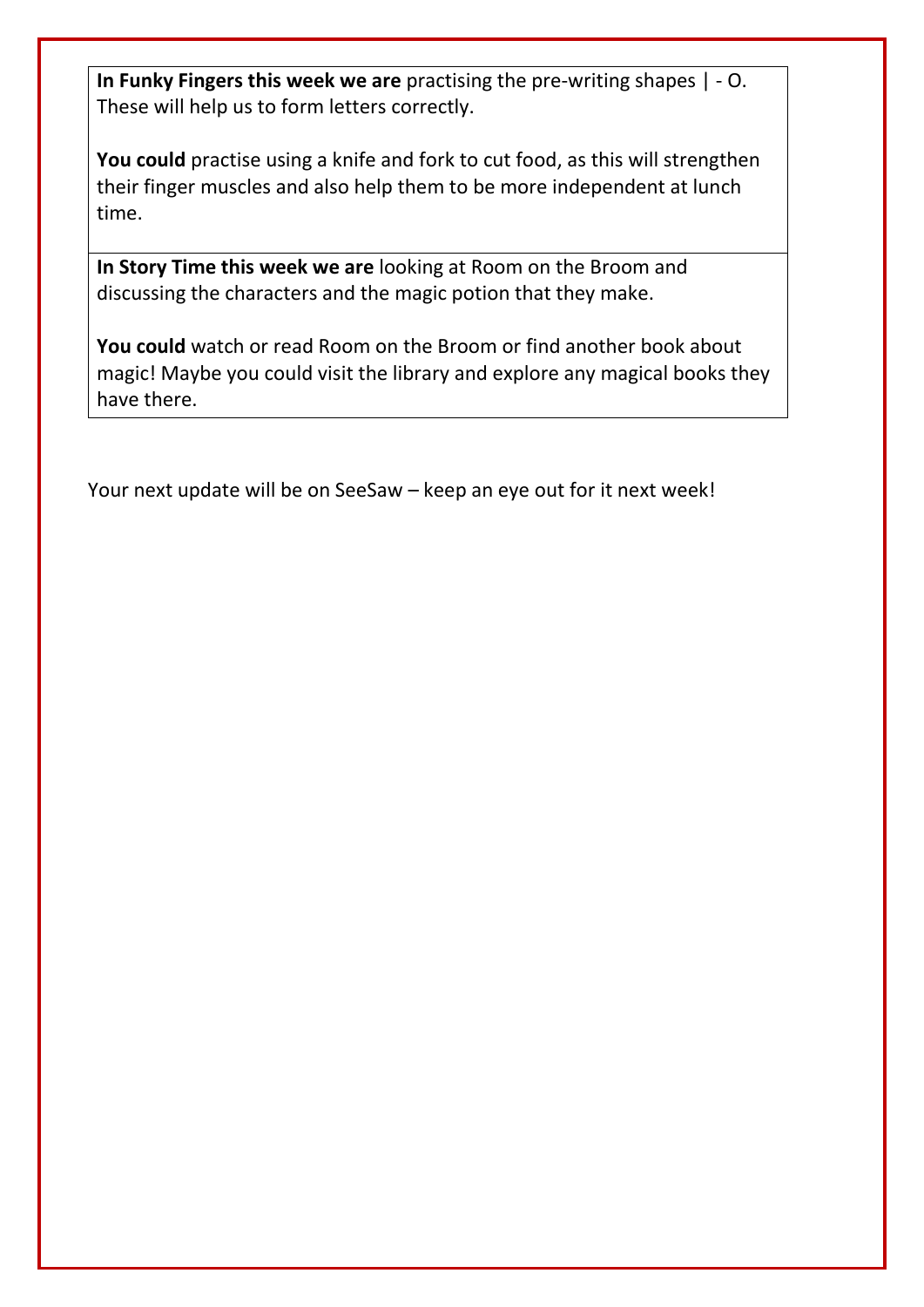**In Funky Fingers this week we are** practising the pre-writing shapes | - O. These will help us to form letters correctly.

**You could** practise using a knife and fork to cut food, as this will strengthen their finger muscles and also help them to be more independent at lunch time.

**In Story Time this week we are** looking at Room on the Broom and discussing the characters and the magic potion that they make.

**You could** watch or read Room on the Broom or find another book about magic! Maybe you could visit the library and explore any magical books they have there.

Your next update will be on SeeSaw – keep an eye out for it next week!